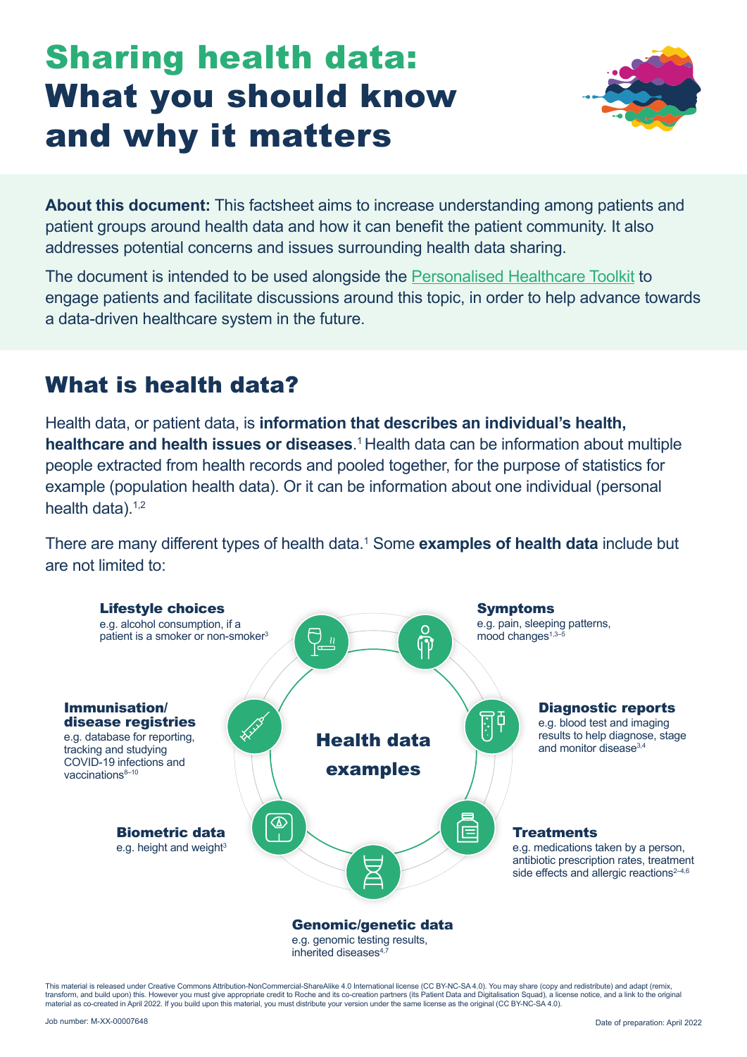# Sharing health data: What you should know and why it matters

**About this document:** This factsheet aims to increase understanding among patients and patient groups around health data and how it can benefit the patient community. It also addresses potential concerns and issues surrounding health data sharing.

The document is intended to be used alongside the Personalised Healthcare Toolkit to engage patients and facilitate discussions around this topic, in order to help advance towards a data-driven healthcare system in the future.

## What is health data?

Health data, or patient data, is **information that describes an individual's health, healthcare and health issues or diseases**.[1] Health data can be information about multiple people extracted from health records and pooled together, for the purpose of statistics for example (population health data). Or it can be information about one individual (personal health data).[1,2]

There are many different types of health data.[1] Some **examples of health data** include but are not limited to:

**Health data examples**

- **Lifestyle choices**
  e.g. alcohol consumption, if a patient is a smoker or non-smoker[3]
- **Symptoms**
  e.g. pain, sleeping patterns, mood changes[1,3–5]
- **Diagnostic reports**
  e.g. blood test and imaging results to help diagnose, stage and monitor disease[3,4]
- **Treatments**
  e.g. medications taken by a person, antibiotic prescription rates, treatment side effects and allergic reactions[2–4,6]
- **Genomic/genetic data**
  e.g. genomic testing results, inherited diseases[4,7]
- **Biometric data**
  e.g. height and weight[3]
- **Immunisation/ disease registries**
  e.g. database for reporting, tracking and studying COVID-19 infections and vaccinations[8–10]

This material is released under Creative Commons Attribution-NonCommercial-ShareAlike 4.0 International license (CC BY-NC-SA 4.0). You may share (copy and redistribute) and adapt (remix, transform, and build upon) this. However you must give appropriate credit to Roche and its co-creation partners (its Patient Data and Digitalisation Squad), a license notice, and a link to the original material as co-created in April 2022. If you build upon this material, you must distribute your version under the same license as the original (CC BY-NC-SA 4.0).

Job number: M-XX-00007648

Date of preparation: April 2022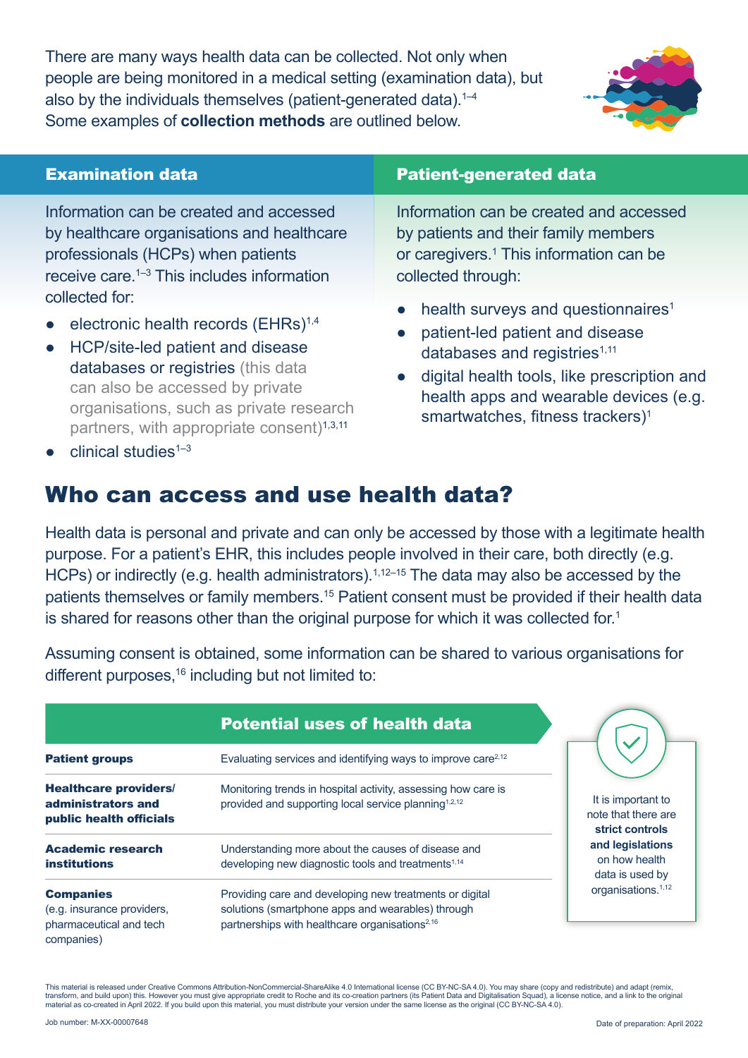There are many ways health data can be collected. Not only when people are being monitored in a medical setting (examination data), but also by the individuals themselves (patient-generated data).[1–4] Some examples of **collection methods** are outlined below.

### Examination data

Information can be created and accessed by healthcare organisations and healthcare professionals (HCPs) when patients receive care.[1–3] This includes information collected for:

- electronic health records (EHRs)[1,4]
- HCP/site-led patient and disease databases or registries (this data can also be accessed by private organisations, such as private research partners, with appropriate consent)[1,3,11]
- clinical studies[1–3]

### Patient-generated data

Information can be created and accessed by patients and their family members or caregivers.[1] This information can be collected through:

- health surveys and questionnaires[1]
- patient-led patient and disease databases and registries[1,11]
- digital health tools, like prescription and health apps and wearable devices (e.g. smartwatches, fitness trackers)[1]

## Who can access and use health data?

Health data is personal and private and can only be accessed by those with a legitimate health purpose. For a patient's EHR, this includes people involved in their care, both directly (e.g. HCPs) or indirectly (e.g. health administrators).[1,12–15] The data may also be accessed by the patients themselves or family members.[15] Patient consent must be provided if their health data is shared for reasons other than the original purpose for which it was collected for.[1]

Assuming consent is obtained, some information can be shared to various organisations for different purposes,[16] including but not limited to:

| | Potential uses of health data |
|---|---|
| **Patient groups** | Evaluating services and identifying ways to improve care[2,12] |
| **Healthcare providers/ administrators and public health officials** | Monitoring trends in hospital activity, assessing how care is provided and supporting local service planning[1,2,12] |
| **Academic research institutions** | Understanding more about the causes of disease and developing new diagnostic tools and treatments[1,14] |
| **Companies** (e.g. insurance providers, pharmaceutical and tech companies) | Providing care and developing new treatments or digital solutions (smartphone apps and wearables) through partnerships with healthcare organisations[2,16] |

It is important to note that there are **strict controls and legislations** on how health data is used by organisations.[1,12]

This material is released under Creative Commons Attribution-NonCommercial-ShareAlike 4.0 International license (CC BY-NC-SA 4.0). You may share (copy and redistribute) and adapt (remix, transform, and build upon) this. However you must give appropriate credit to Roche and its co-creation partners (its Patient Data and Digitalisation Squad), a license notice, and a link to the original material as co-created in April 2022. If you build upon this material, you must distribute your version under the same license as the original (CC BY-NC-SA 4.0).

Job number: M-XX-00007648

Date of preparation: April 2022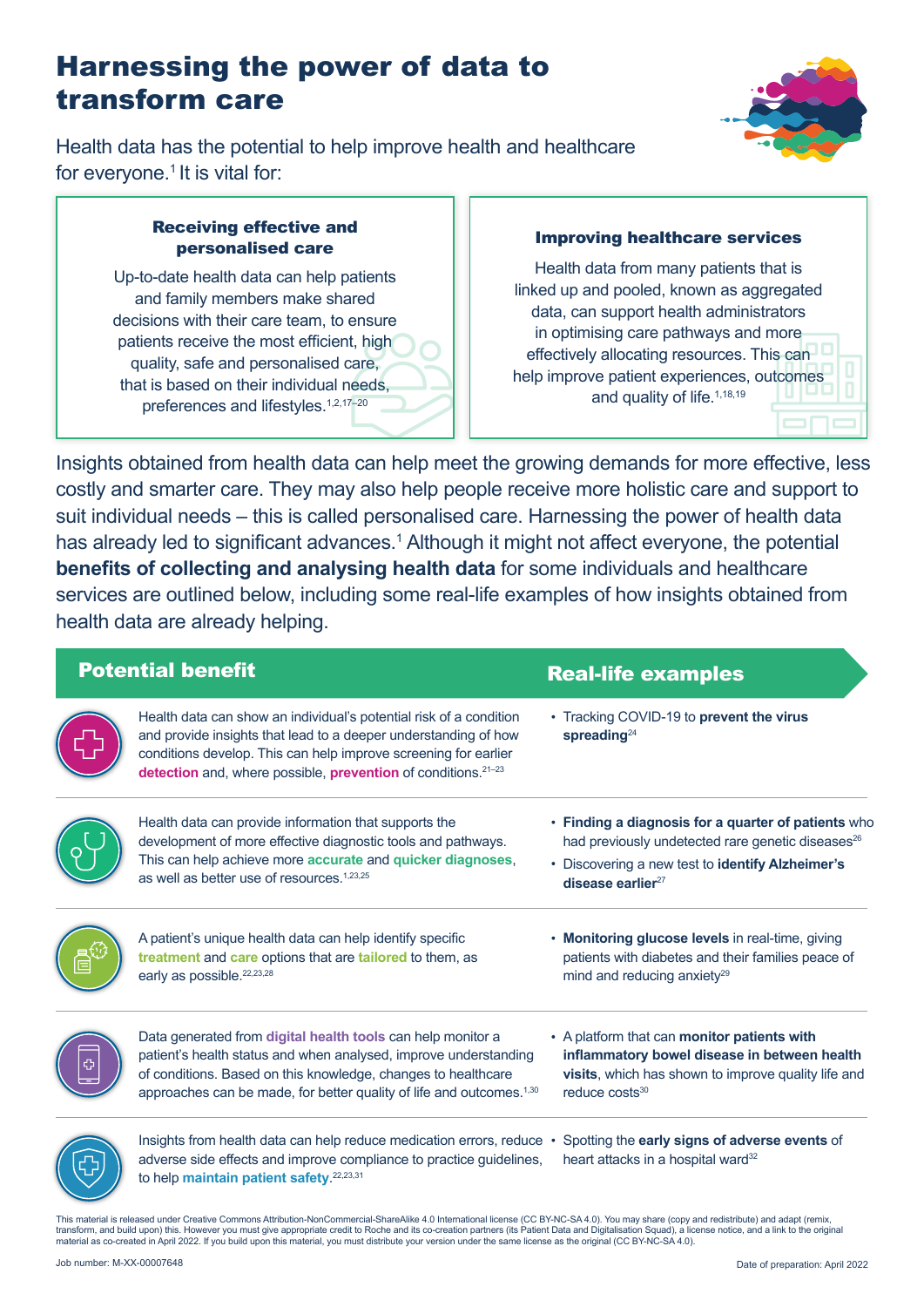# Harnessing the power of data to transform care

Health data has the potential to help improve health and healthcare for everyone.[1] It is vital for:

### Receiving effective and personalised care

Up-to-date health data can help patients and family members make shared decisions with their care team, to ensure patients receive the most efficient, high quality, safe and personalised care, that is based on their individual needs, preferences and lifestyles.[1,2,17–20]

### Improving healthcare services

Health data from many patients that is linked up and pooled, known as aggregated data, can support health administrators in optimising care pathways and more effectively allocating resources. This can help improve patient experiences, outcomes and quality of life.[1,18,19]

Insights obtained from health data can help meet the growing demands for more effective, less costly and smarter care. They may also help people receive more holistic care and support to suit individual needs – this is called personalised care. Harnessing the power of health data has already led to significant advances.[1] Although it might not affect everyone, the potential **benefits of collecting and analysing health data** for some individuals and healthcare services are outlined below, including some real-life examples of how insights obtained from health data are already helping.

| Potential benefit | Real-life examples |
| --- | --- |
| Health data can show an individual's potential risk of a condition and provide insights that lead to a deeper understanding of how conditions develop. This can help improve screening for earlier **detection** and, where possible, **prevention** of conditions.[21–23] | • Tracking COVID-19 to **prevent the virus spreading**[24] |
| Health data can provide information that supports the development of more effective diagnostic tools and pathways. This can help achieve more **accurate** and **quicker diagnoses**, as well as better use of resources.[1,23,25] | • **Finding a diagnosis for a quarter of patients** who had previously undetected rare genetic diseases[26]<br>• Discovering a new test to **identify Alzheimer's disease earlier**[27] |
| A patient's unique health data can help identify specific **treatment** and **care** options that are **tailored** to them, as early as possible.[22,23,28] | • **Monitoring glucose levels** in real-time, giving patients with diabetes and their families peace of mind and reducing anxiety[29] |
| Data generated from **digital health tools** can help monitor a patient's health status and when analysed, improve understanding of conditions. Based on this knowledge, changes to healthcare approaches can be made, for better quality of life and outcomes.[1,30] | • A platform that can **monitor patients with inflammatory bowel disease in between health visits**, which has shown to improve quality life and reduce costs[30] |
| Insights from health data can help reduce medication errors, reduce adverse side effects and improve compliance to practice guidelines, to help **maintain patient safety**.[22,23,31] | • Spotting the **early signs of adverse events** of heart attacks in a hospital ward[32] |

This material is released under Creative Commons Attribution-NonCommercial-ShareAlike 4.0 International license (CC BY-NC-SA 4.0). You may share (copy and redistribute) and adapt (remix, transform, and build upon) this. However you must give appropriate credit to Roche and its co-creation partners (its Patient Data and Digitalisation Squad), a license notice, and a link to the original material as co-created in April 2022. If you build upon this material, you must distribute your version under the same license as the original (CC BY-NC-SA 4.0).

Job number: M-XX-00007648

Date of preparation: April 2022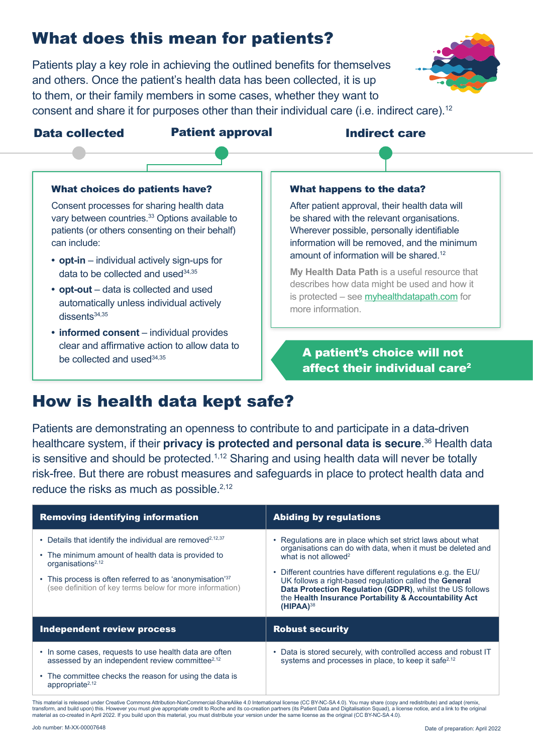# What does this mean for patients?

Patients play a key role in achieving the outlined benefits for themselves and others. Once the patient's health data has been collected, it is up to them, or their family members in some cases, whether they want to consent and share it for purposes other than their individual care (i.e. indirect care).[12]

**Data collected** → **Patient approval** → **Indirect care**

### What choices do patients have?

Consent processes for sharing health data vary between countries.[33] Options available to patients (or others consenting on their behalf) can include:

- **opt-in** – individual actively sign-ups for data to be collected and used[34,35]
- **opt-out** – data is collected and used automatically unless individual actively dissents[34,35]
- **informed consent** – individual provides clear and affirmative action to allow data to be collected and used[34,35]

### What happens to the data?

After patient approval, their health data will be shared with the relevant organisations. Wherever possible, personally identifiable information will be removed, and the minimum amount of information will be shared.[12]

**My Health Data Path** is a useful resource that describes how data might be used and how it is protected – see myhealthdatapath.com for more information.

**A patient's choice will not affect their individual care[2]**

# How is health data kept safe?

Patients are demonstrating an openness to contribute to and participate in a data-driven healthcare system, if their **privacy is protected and personal data is secure**.[36] Health data is sensitive and should be protected.[1,12] Sharing and using health data will never be totally risk-free. But there are robust measures and safeguards in place to protect health data and reduce the risks as much as possible.[2,12]

| Removing identifying information | Abiding by regulations |
|---|---|
| • Details that identify the individual are removed[2,12,37]<br>• The minimum amount of health data is provided to organisations[2,12]<br>• This process is often referred to as 'anonymisation'[37] (see definition of key terms below for more information) | • Regulations are in place which set strict laws about what organisations can do with data, when it must be deleted and what is not allowed[2]<br>• Different countries have different regulations e.g. the EU/UK follows a right-based regulation called the **General Data Protection Regulation (GDPR)**, whilst the US follows the **Health Insurance Portability & Accountability Act (HIPAA)**[38] |
| **Independent review process** | **Robust security** |
| • In some cases, requests to use health data are often assessed by an independent review committee[2,12]<br>• The committee checks the reason for using the data is appropriate[2,12] | • Data is stored securely, with controlled access and robust IT systems and processes in place, to keep it safe[2,12] |

This material is released under Creative Commons Attribution-NonCommercial-ShareAlike 4.0 International license (CC BY-NC-SA 4.0). You may share (copy and redistribute) and adapt (remix, transform, and build upon) this. However you must give appropriate credit to Roche and its co-creation partners (its Patient Data and Digitalisation Squad), a license notice, and a link to the original material as co-created in April 2022. If you build upon this material, you must distribute your version under the same license as the original (CC BY-NC-SA 4.0).

Job number: M-XX-00007648

Date of preparation: April 2022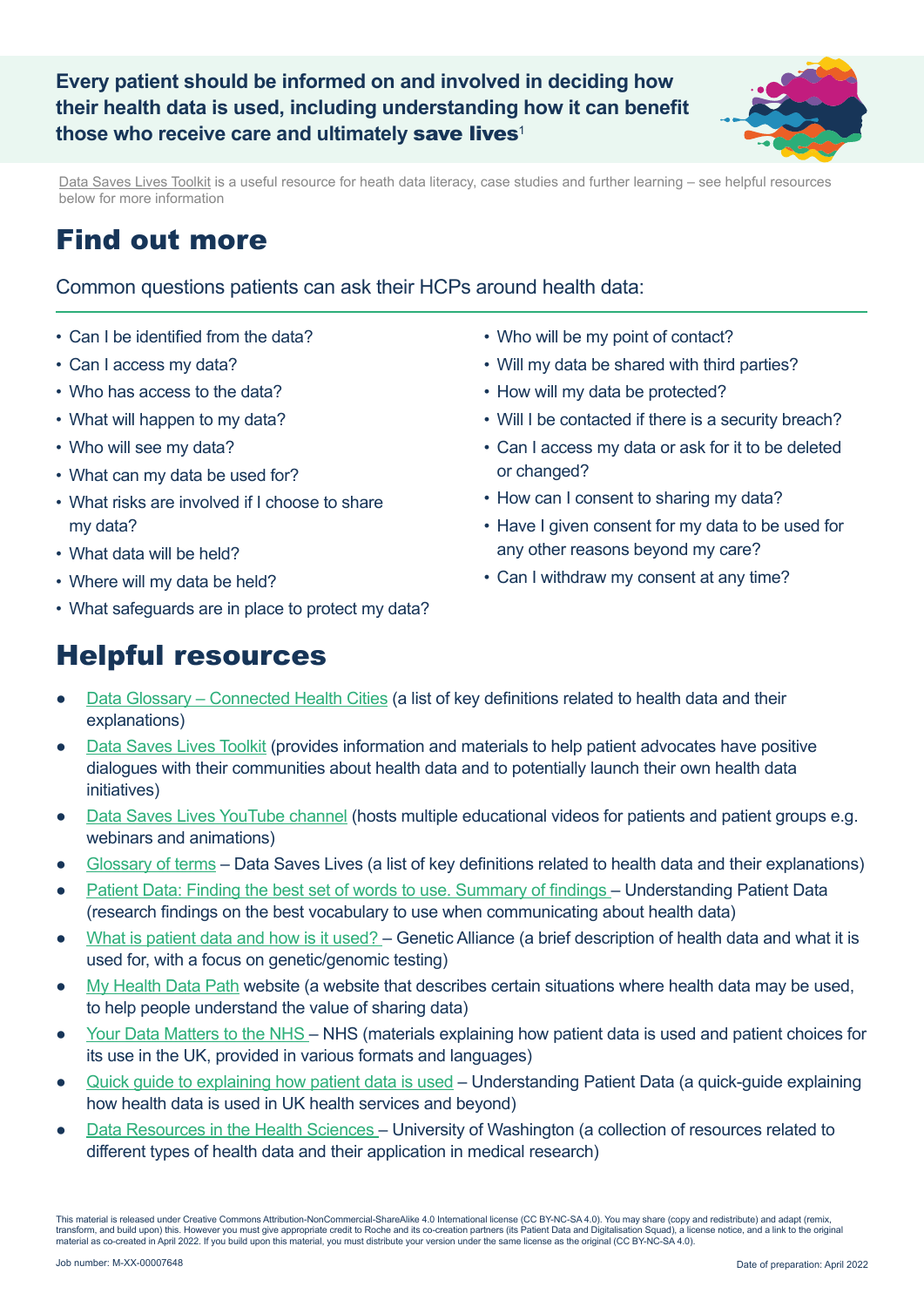**Every patient should be informed on and involved in deciding how their health data is used, including understanding how it can benefit those who receive care and ultimately save lives**[1]

Data Saves Lives Toolkit is a useful resource for heath data literacy, case studies and further learning – see helpful resources below for more information

# Find out more

Common questions patients can ask their HCPs around health data:

- Can I be identified from the data?
- Can I access my data?
- Who has access to the data?
- What will happen to my data?
- Who will see my data?
- What can my data be used for?
- What risks are involved if I choose to share my data?
- What data will be held?
- Where will my data be held?
- What safeguards are in place to protect my data?
- Who will be my point of contact?
- Will my data be shared with third parties?
- How will my data be protected?
- Will I be contacted if there is a security breach?
- Can I access my data or ask for it to be deleted or changed?
- How can I consent to sharing my data?
- Have I given consent for my data to be used for any other reasons beyond my care?
- Can I withdraw my consent at any time?

# Helpful resources

- Data Glossary – Connected Health Cities (a list of key definitions related to health data and their explanations)
- Data Saves Lives Toolkit (provides information and materials to help patient advocates have positive dialogues with their communities about health data and to potentially launch their own health data initiatives)
- Data Saves Lives YouTube channel (hosts multiple educational videos for patients and patient groups e.g. webinars and animations)
- Glossary of terms – Data Saves Lives (a list of key definitions related to health data and their explanations)
- Patient Data: Finding the best set of words to use. Summary of findings – Understanding Patient Data (research findings on the best vocabulary to use when communicating about health data)
- What is patient data and how is it used? – Genetic Alliance (a brief description of health data and what it is used for, with a focus on genetic/genomic testing)
- My Health Data Path website (a website that describes certain situations where health data may be used, to help people understand the value of sharing data)
- Your Data Matters to the NHS – NHS (materials explaining how patient data is used and patient choices for its use in the UK, provided in various formats and languages)
- Quick guide to explaining how patient data is used – Understanding Patient Data (a quick-guide explaining how health data is used in UK health services and beyond)
- Data Resources in the Health Sciences – University of Washington (a collection of resources related to different types of health data and their application in medical research)

This material is released under Creative Commons Attribution-NonCommercial-ShareAlike 4.0 International license (CC BY-NC-SA 4.0). You may share (copy and redistribute) and adapt (remix, transform, and build upon) this. However you must give appropriate credit to Roche and its co-creation partners (its Patient Data and Digitalisation Squad), a license notice, and a link to the original material as co-created in April 2022. If you build upon this material, you must distribute your version under the same license as the original (CC BY-NC-SA 4.0).

Job number: M-XX-00007648

Date of preparation: April 2022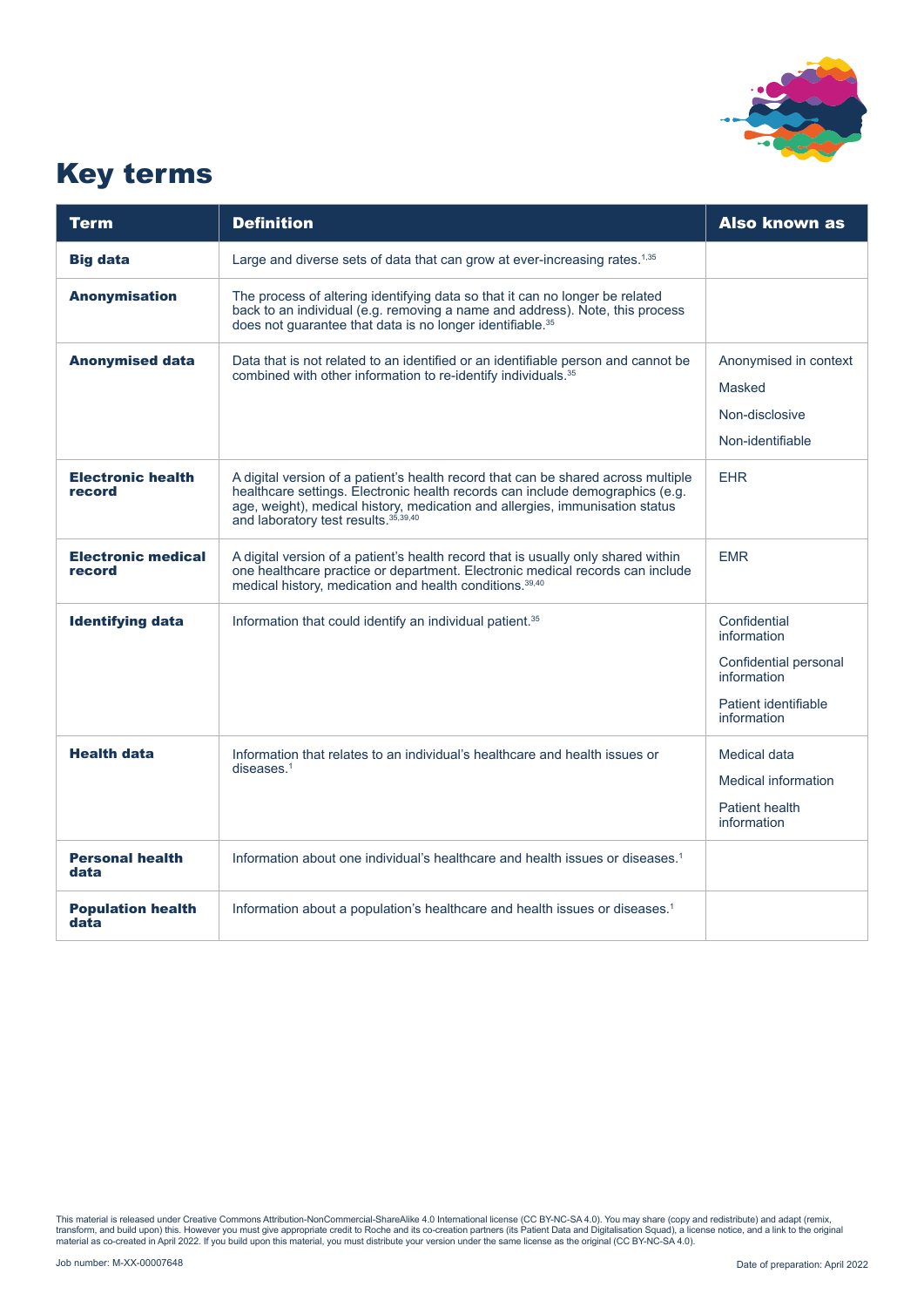# Key terms

| Term | Definition | Also known as |
|---|---|---|
| **Big data** | Large and diverse sets of data that can grow at ever-increasing rates.[1,35] | |
| **Anonymisation** | The process of altering identifying data so that it can no longer be related back to an individual (e.g. removing a name and address). Note, this process does not guarantee that data is no longer identifiable.[35] | |
| **Anonymised data** | Data that is not related to an identified or an identifiable person and cannot be combined with other information to re-identify individuals.[35] | Anonymised in context<br>Masked<br>Non-disclosive<br>Non-identifiable |
| **Electronic health record** | A digital version of a patient's health record that can be shared across multiple healthcare settings. Electronic health records can include demographics (e.g. age, weight), medical history, medication and allergies, immunisation status and laboratory test results.[35,39,40] | EHR |
| **Electronic medical record** | A digital version of a patient's health record that is usually only shared within one healthcare practice or department. Electronic medical records can include medical history, medication and health conditions.[39,40] | EMR |
| **Identifying data** | Information that could identify an individual patient.[35] | Confidential information<br>Confidential personal information<br>Patient identifiable information |
| **Health data** | Information that relates to an individual's healthcare and health issues or diseases.[1] | Medical data<br>Medical information<br>Patient health information |
| **Personal health data** | Information about one individual's healthcare and health issues or diseases.[1] | |
| **Population health data** | Information about a population's healthcare and health issues or diseases.[1] | |

This material is released under Creative Commons Attribution-NonCommercial-ShareAlike 4.0 International license (CC BY-NC-SA 4.0). You may share (copy and redistribute) and adapt (remix, transform, and build upon) this. However you must give appropriate credit to Roche and its co-creation partners (its Patient Data and Digitalisation Squad), a license notice, and a link to the original material as co-created in April 2022. If you build upon this material, you must distribute your version under the same license as the original (CC BY-NC-SA 4.0).

Job number: M-XX-00007648

Date of preparation: April 2022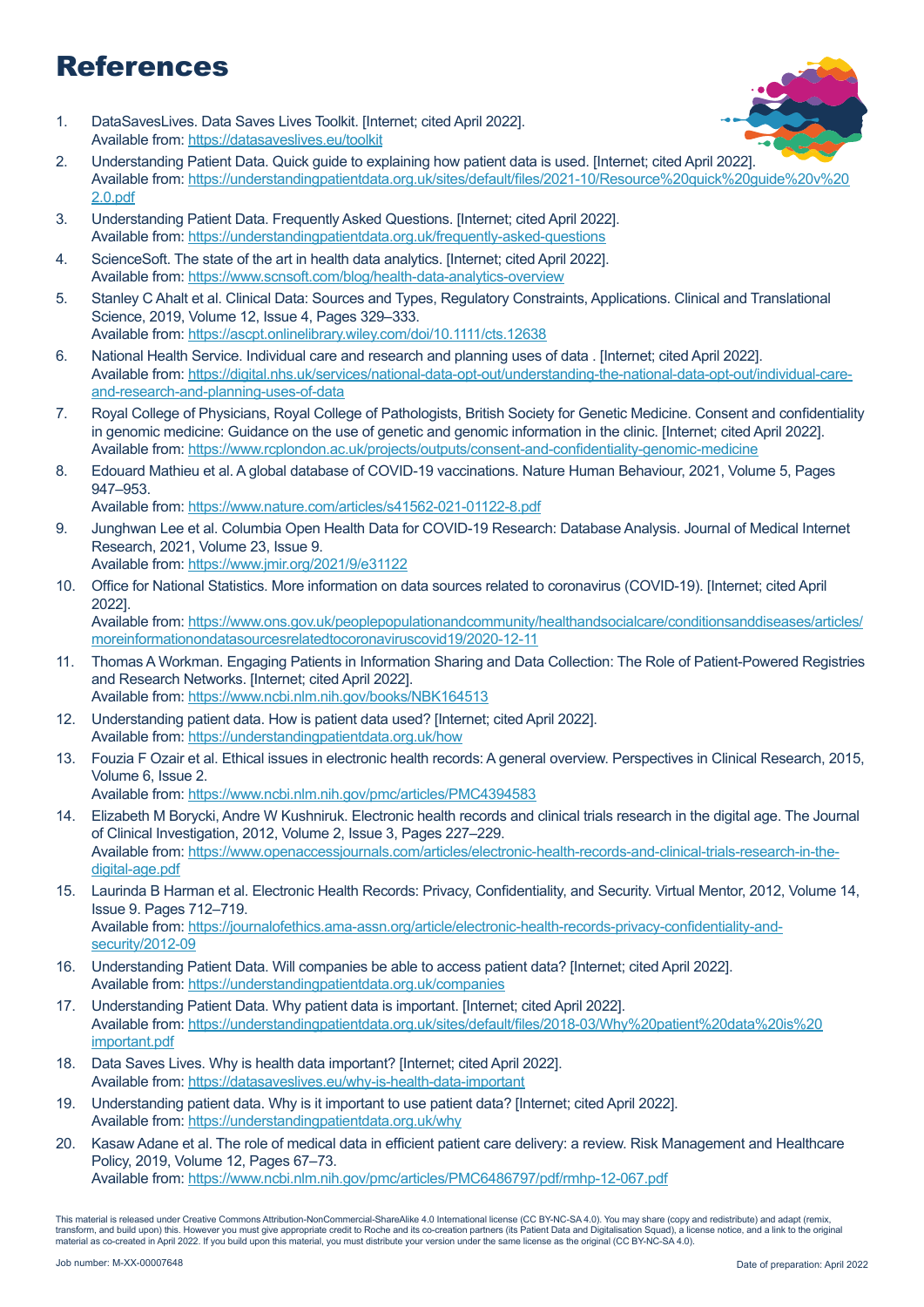# References

1. DataSavesLives. Data Saves Lives Toolkit. [Internet; cited April 2022].
   Available from: https://datasaveslives.eu/toolkit
2. Understanding Patient Data. Quick guide to explaining how patient data is used. [Internet; cited April 2022].
   Available from: https://understandingpatientdata.org.uk/sites/default/files/2021-10/Resource%20quick%20guide%20v%202.0.pdf
3. Understanding Patient Data. Frequently Asked Questions. [Internet; cited April 2022].
   Available from: https://understandingpatientdata.org.uk/frequently-asked-questions
4. ScienceSoft. The state of the art in health data analytics. [Internet; cited April 2022].
   Available from: https://www.scnsoft.com/blog/health-data-analytics-overview
5. Stanley C Ahalt et al. Clinical Data: Sources and Types, Regulatory Constraints, Applications. Clinical and Translational Science, 2019, Volume 12, Issue 4, Pages 329–333.
   Available from: https://ascpt.onlinelibrary.wiley.com/doi/10.1111/cts.12638
6. National Health Service. Individual care and research and planning uses of data . [Internet; cited April 2022].
   Available from: https://digital.nhs.uk/services/national-data-opt-out/understanding-the-national-data-opt-out/individual-care-and-research-and-planning-uses-of-data
7. Royal College of Physicians, Royal College of Pathologists, British Society for Genetic Medicine. Consent and confidentiality in genomic medicine: Guidance on the use of genetic and genomic information in the clinic. [Internet; cited April 2022].
   Available from: https://www.rcplondon.ac.uk/projects/outputs/consent-and-confidentiality-genomic-medicine
8. Edouard Mathieu et al. A global database of COVID-19 vaccinations. Nature Human Behaviour, 2021, Volume 5, Pages 947–953.
   Available from: https://www.nature.com/articles/s41562-021-01122-8.pdf
9. Junghwan Lee et al. Columbia Open Health Data for COVID-19 Research: Database Analysis. Journal of Medical Internet Research, 2021, Volume 23, Issue 9.
   Available from: https://www.jmir.org/2021/9/e31122
10. Office for National Statistics. More information on data sources related to coronavirus (COVID-19). [Internet; cited April 2022].
    Available from: https://www.ons.gov.uk/peoplepopulationandcommunity/healthandsocialcare/conditionsanddiseases/articles/moreinformationondatasourcesrelatedtocoronaviruscovid19/2020-12-11
11. Thomas A Workman. Engaging Patients in Information Sharing and Data Collection: The Role of Patient-Powered Registries and Research Networks. [Internet; cited April 2022].
    Available from: https://www.ncbi.nlm.nih.gov/books/NBK164513
12. Understanding patient data. How is patient data used? [Internet; cited April 2022].
    Available from: https://understandingpatientdata.org.uk/how
13. Fouzia F Ozair et al. Ethical issues in electronic health records: A general overview. Perspectives in Clinical Research, 2015, Volume 6, Issue 2.
    Available from: https://www.ncbi.nlm.nih.gov/pmc/articles/PMC4394583
14. Elizabeth M Borycki, Andre W Kushniruk. Electronic health records and clinical trials research in the digital age. The Journal of Clinical Investigation, 2012, Volume 2, Issue 3, Pages 227–229.
    Available from: https://www.openaccessjournals.com/articles/electronic-health-records-and-clinical-trials-research-in-the-digital-age.pdf
15. Laurinda B Harman et al. Electronic Health Records: Privacy, Confidentiality, and Security. Virtual Mentor, 2012, Volume 14, Issue 9. Pages 712–719.
    Available from: https://journalofethics.ama-assn.org/article/electronic-health-records-privacy-confidentiality-and-security/2012-09
16. Understanding Patient Data. Will companies be able to access patient data? [Internet; cited April 2022].
    Available from: https://understandingpatientdata.org.uk/companies
17. Understanding Patient Data. Why patient data is important. [Internet; cited April 2022].
    Available from: https://understandingpatientdata.org.uk/sites/default/files/2018-03/Why%20patient%20data%20is%20important.pdf
18. Data Saves Lives. Why is health data important? [Internet; cited April 2022].
    Available from: https://datasaveslives.eu/why-is-health-data-important
19. Understanding patient data. Why is it important to use patient data? [Internet; cited April 2022].
    Available from: https://understandingpatientdata.org.uk/why
20. Kasaw Adane et al. The role of medical data in efficient patient care delivery: a review. Risk Management and Healthcare Policy, 2019, Volume 12, Pages 67–73.
    Available from: https://www.ncbi.nlm.nih.gov/pmc/articles/PMC6486797/pdf/rmhp-12-067.pdf

This material is released under Creative Commons Attribution-NonCommercial-ShareAlike 4.0 International license (CC BY-NC-SA 4.0). You may share (copy and redistribute) and adapt (remix, transform, and build upon) this. However you must give appropriate credit to Roche and its co-creation partners (its Patient Data and Digitalisation Squad), a license notice, and a link to the original material as co-created in April 2022. If you build upon this material, you must distribute your version under the same license as the original (CC BY-NC-SA 4.0).

Job number: M-XX-00007648

Date of preparation: April 2022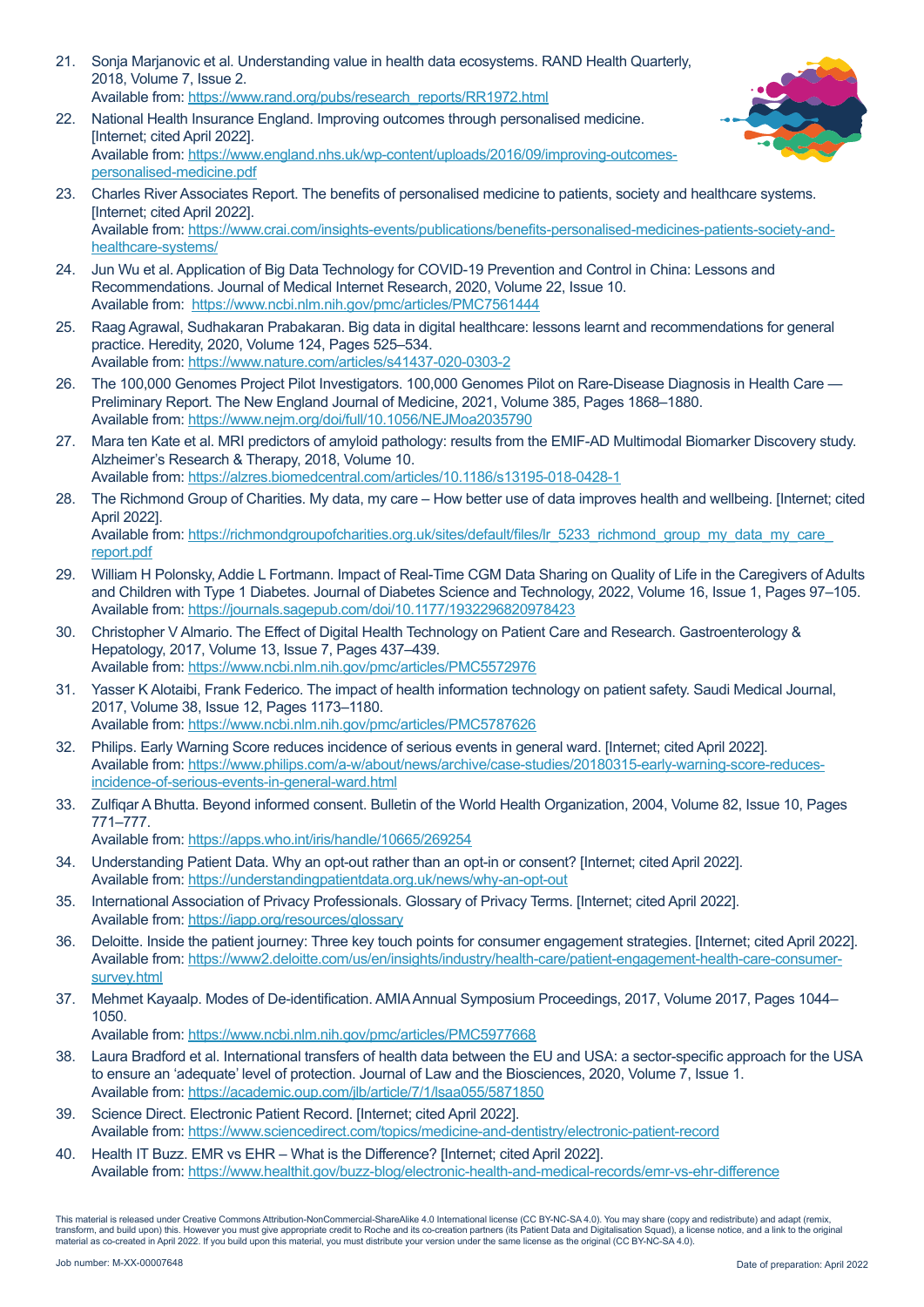21. Sonja Marjanovic et al. Understanding value in health data ecosystems. RAND Health Quarterly, 2018, Volume 7, Issue 2.
    Available from: https://www.rand.org/pubs/research_reports/RR1972.html
22. National Health Insurance England. Improving outcomes through personalised medicine. [Internet; cited April 2022].
    Available from: https://www.england.nhs.uk/wp-content/uploads/2016/09/improving-outcomes-personalised-medicine.pdf
23. Charles River Associates Report. The benefits of personalised medicine to patients, society and healthcare systems. [Internet; cited April 2022].
    Available from: https://www.crai.com/insights-events/publications/benefits-personalised-medicines-patients-society-and-healthcare-systems/
24. Jun Wu et al. Application of Big Data Technology for COVID-19 Prevention and Control in China: Lessons and Recommendations. Journal of Medical Internet Research, 2020, Volume 22, Issue 10.
    Available from: https://www.ncbi.nlm.nih.gov/pmc/articles/PMC7561444
25. Raag Agrawal, Sudhakaran Prabakaran. Big data in digital healthcare: lessons learnt and recommendations for general practice. Heredity, 2020, Volume 124, Pages 525–534.
    Available from: https://www.nature.com/articles/s41437-020-0303-2
26. The 100,000 Genomes Project Pilot Investigators. 100,000 Genomes Pilot on Rare-Disease Diagnosis in Health Care — Preliminary Report. The New England Journal of Medicine, 2021, Volume 385, Pages 1868–1880.
    Available from: https://www.nejm.org/doi/full/10.1056/NEJMoa2035790
27. Mara ten Kate et al. MRI predictors of amyloid pathology: results from the EMIF-AD Multimodal Biomarker Discovery study. Alzheimer's Research & Therapy, 2018, Volume 10.
    Available from: https://alzres.biomedcentral.com/articles/10.1186/s13195-018-0428-1
28. The Richmond Group of Charities. My data, my care – How better use of data improves health and wellbeing. [Internet; cited April 2022].
    Available from: https://richmondgroupofcharities.org.uk/sites/default/files/lr_5233_richmond_group_my_data_my_care_report.pdf
29. William H Polonsky, Addie L Fortmann. Impact of Real-Time CGM Data Sharing on Quality of Life in the Caregivers of Adults and Children with Type 1 Diabetes. Journal of Diabetes Science and Technology, 2022, Volume 16, Issue 1, Pages 97–105.
    Available from: https://journals.sagepub.com/doi/10.1177/1932296820978423
30. Christopher V Almario. The Effect of Digital Health Technology on Patient Care and Research. Gastroenterology & Hepatology, 2017, Volume 13, Issue 7, Pages 437–439.
    Available from: https://www.ncbi.nlm.nih.gov/pmc/articles/PMC5572976
31. Yasser K Alotaibi, Frank Federico. The impact of health information technology on patient safety. Saudi Medical Journal, 2017, Volume 38, Issue 12, Pages 1173–1180.
    Available from: https://www.ncbi.nlm.nih.gov/pmc/articles/PMC5787626
32. Philips. Early Warning Score reduces incidence of serious events in general ward. [Internet; cited April 2022].
    Available from: https://www.philips.com/a-w/about/news/archive/case-studies/20180315-early-warning-score-reduces-incidence-of-serious-events-in-general-ward.html
33. Zulfiqar A Bhutta. Beyond informed consent. Bulletin of the World Health Organization, 2004, Volume 82, Issue 10, Pages 771–777.
    Available from: https://apps.who.int/iris/handle/10665/269254
34. Understanding Patient Data. Why an opt-out rather than an opt-in or consent? [Internet; cited April 2022].
    Available from: https://understandingpatientdata.org.uk/news/why-an-opt-out
35. International Association of Privacy Professionals. Glossary of Privacy Terms. [Internet; cited April 2022].
    Available from: https://iapp.org/resources/glossary
36. Deloitte. Inside the patient journey: Three key touch points for consumer engagement strategies. [Internet; cited April 2022].
    Available from: https://www2.deloitte.com/us/en/insights/industry/health-care/patient-engagement-health-care-consumer-survey.html
37. Mehmet Kayaalp. Modes of De-identification. AMIA Annual Symposium Proceedings, 2017, Volume 2017, Pages 1044–1050.
    Available from: https://www.ncbi.nlm.nih.gov/pmc/articles/PMC5977668
38. Laura Bradford et al. International transfers of health data between the EU and USA: a sector-specific approach for the USA to ensure an 'adequate' level of protection. Journal of Law and the Biosciences, 2020, Volume 7, Issue 1.
    Available from: https://academic.oup.com/jlb/article/7/1/lsaa055/5871850
39. Science Direct. Electronic Patient Record. [Internet; cited April 2022].
    Available from: https://www.sciencedirect.com/topics/medicine-and-dentistry/electronic-patient-record
40. Health IT Buzz. EMR vs EHR – What is the Difference? [Internet; cited April 2022].
    Available from: https://www.healthit.gov/buzz-blog/electronic-health-and-medical-records/emr-vs-ehr-difference

This material is released under Creative Commons Attribution-NonCommercial-ShareAlike 4.0 International license (CC BY-NC-SA 4.0). You may share (copy and redistribute) and adapt (remix, transform, and build upon) this. However you must give appropriate credit to Roche and its co-creation partners (its Patient Data and Digitalisation Squad), a license notice, and a link to the original material as co-created in April 2022. If you build upon this material, you must distribute your version under the same license as the original (CC BY-NC-SA 4.0).

Job number: M-XX-00007648

Date of preparation: April 2022